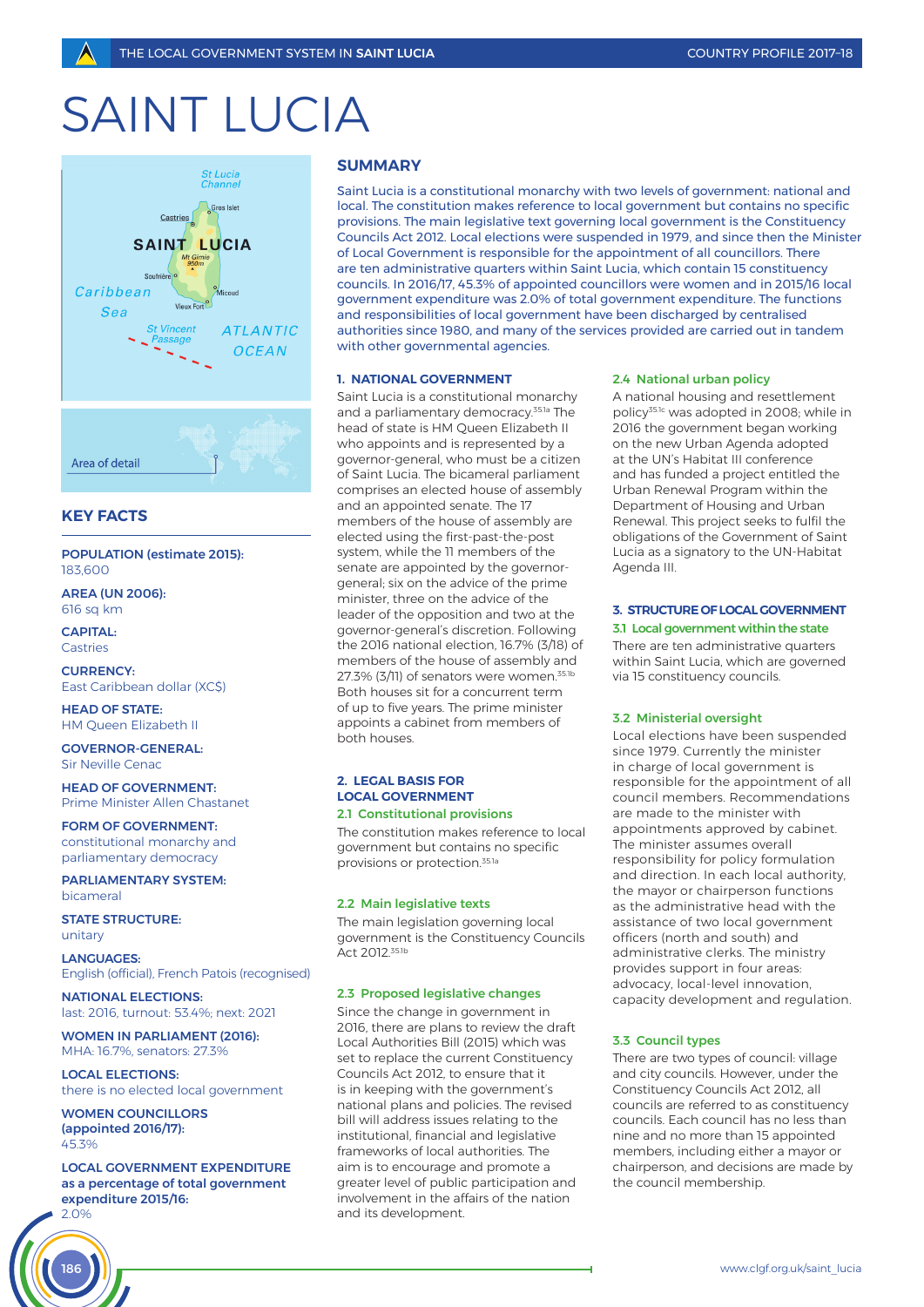# SAINT LUCIA

## KEY FACTS

**POPULATION (estimate 2015):**
183,600

**AREA (UN 2006):**
616 sq km

**CAPITAL:**
Castries

**CURRENCY:**
East Caribbean dollar (XC$)

**HEAD OF STATE:**
HM Queen Elizabeth II

**GOVERNOR-GENERAL:**
Sir Neville Cenac

**HEAD OF GOVERNMENT:**
Prime Minister Allen Chastanet

**FORM OF GOVERNMENT:**
constitutional monarchy and parliamentary democracy

**PARLIAMENTARY SYSTEM:**
bicameral

**STATE STRUCTURE:**
unitary

**LANGUAGES:**
English (official), French Patois (recognised)

**NATIONAL ELECTIONS:**
last: 2016, turnout: 53.4%; next: 2021

**WOMEN IN PARLIAMENT (2016):**
MHA: 16.7%, senators: 27.3%

**LOCAL ELECTIONS:**
there is no elected local government

**WOMEN COUNCILLORS (appointed 2016/17):**
45.3%

**LOCAL GOVERNMENT EXPENDITURE as a percentage of total government expenditure 2015/16:**
2.0%

## SUMMARY

Saint Lucia is a constitutional monarchy with two levels of government: national and local. The constitution makes reference to local government but contains no specific provisions. The main legislative text governing local government is the Constituency Councils Act 2012. Local elections were suspended in 1979, and since then the Minister of Local Government is responsible for the appointment of all councillors. There are ten administrative quarters within Saint Lucia, which contain 15 constituency councils. In 2016/17, 45.3% of appointed councillors were women and in 2015/16 local government expenditure was 2.0% of total government expenditure. The functions and responsibilities of local government have been discharged by centralised authorities since 1980, and many of the services provided are carried out in tandem with other governmental agencies.

### 1. NATIONAL GOVERNMENT

Saint Lucia is a constitutional monarchy and a parliamentary democracy.[35.1a] The head of state is HM Queen Elizabeth II who appoints and is represented by a governor-general, who must be a citizen of Saint Lucia. The bicameral parliament comprises an elected house of assembly and an appointed senate. The 17 members of the house of assembly are elected using the first-past-the-post system, while the 11 members of the senate are appointed by the governor-general; six on the advice of the prime minister, three on the advice of the leader of the opposition and two at the governor-general's discretion. Following the 2016 national election, 16.7% (3/18) of members of the house of assembly and 27.3% (3/11) of senators were women.[35.1b] Both houses sit for a concurrent term of up to five years. The prime minister appoints a cabinet from members of both houses.

### 2. LEGAL BASIS FOR LOCAL GOVERNMENT

#### 2.1 Constitutional provisions

The constitution makes reference to local government but contains no specific provisions or protection.[35.1a]

#### 2.2 Main legislative texts

The main legislation governing local government is the Constituency Councils Act 2012.[35.1b]

#### 2.3 Proposed legislative changes

Since the change in government in 2016, there are plans to review the draft Local Authorities Bill (2015) which was set to replace the current Constituency Councils Act 2012, to ensure that it is in keeping with the government's national plans and policies. The revised bill will address issues relating to the institutional, financial and legislative frameworks of local authorities. The aim is to encourage and promote a greater level of public participation and involvement in the affairs of the nation and its development.

#### 2.4 National urban policy

A national housing and resettlement policy[35.1c] was adopted in 2008; while in 2016 the government began working on the new Urban Agenda adopted at the UN's Habitat III conference and has funded a project entitled the Urban Renewal Program within the Department of Housing and Urban Renewal. This project seeks to fulfil the obligations of the Government of Saint Lucia as a signatory to the UN-Habitat Agenda III.

### 3. STRUCTURE OF LOCAL GOVERNMENT

#### 3.1 Local government within the state

There are ten administrative quarters within Saint Lucia, which are governed via 15 constituency councils.

#### 3.2 Ministerial oversight

Local elections have been suspended since 1979. Currently the minister in charge of local government is responsible for the appointment of all council members. Recommendations are made to the minister with appointments approved by cabinet. The minister assumes overall responsibility for policy formulation and direction. In each local authority, the mayor or chairperson functions as the administrative head with the assistance of two local government officers (north and south) and administrative clerks. The ministry provides support in four areas: advocacy, local-level innovation, capacity development and regulation.

#### 3.3 Council types

There are two types of council: village and city councils. However, under the Constituency Councils Act 2012, all councils are referred to as constituency councils. Each council has no less than nine and no more than 15 appointed members, including either a mayor or chairperson, and decisions are made by the council membership.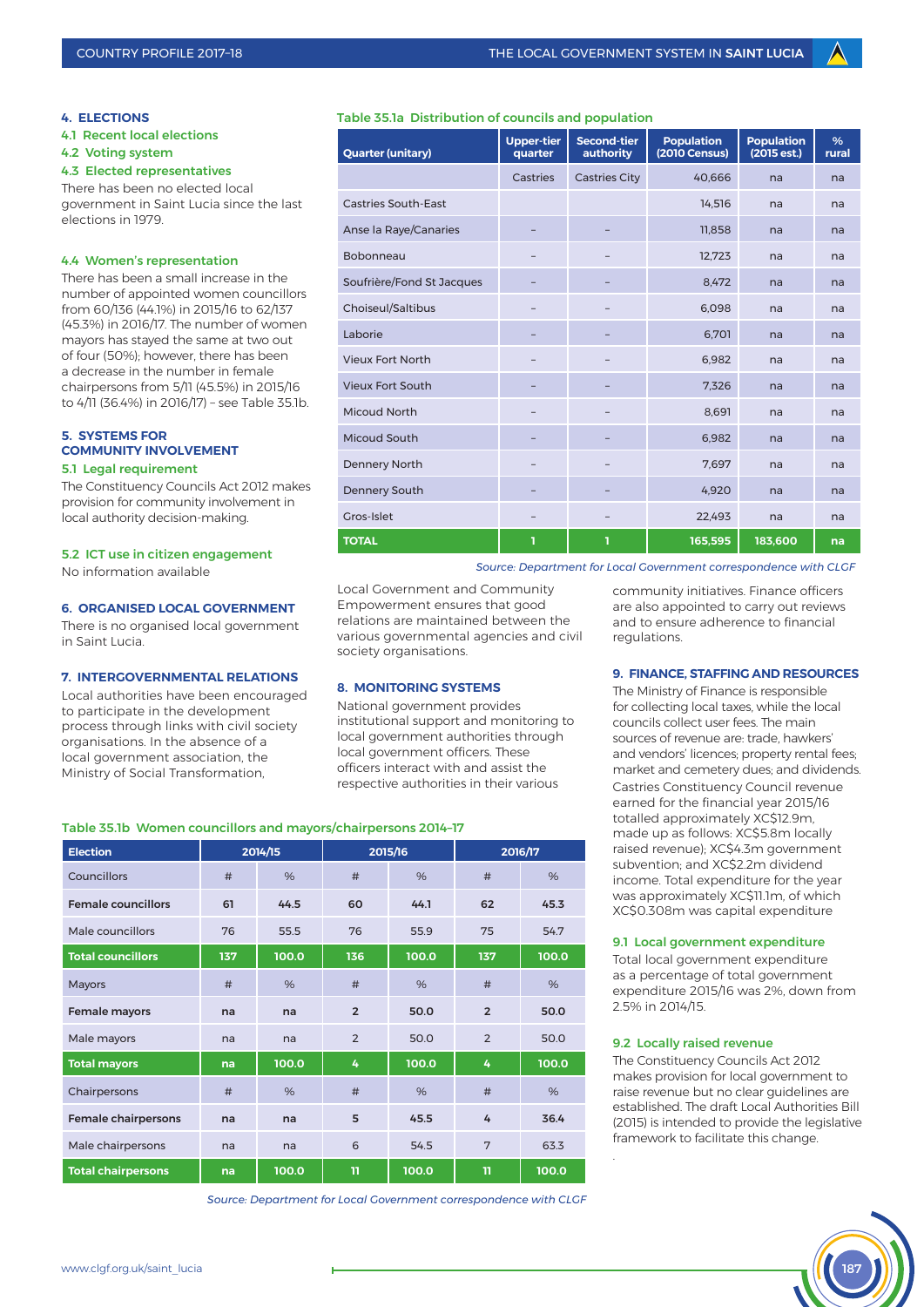## 4. ELECTIONS

### 4.1 Recent local elections

### 4.2 Voting system

### 4.3 Elected representatives

There has been no elected local government in Saint Lucia since the last elections in 1979.

### 4.4 Women's representation

There has been a small increase in the number of appointed women councillors from 60/136 (44.1%) in 2015/16 to 62/137 (45.3%) in 2016/17. The number of women mayors has stayed the same at two out of four (50%); however, there has been a decrease in the number in female chairpersons from 5/11 (45.5%) in 2015/16 to 4/11 (36.4%) in 2016/17) – see Table 35.1b.

## 5. SYSTEMS FOR COMMUNITY INVOLVEMENT

### 5.1 Legal requirement

The Constituency Councils Act 2012 makes provision for community involvement in local authority decision-making.

### 5.2 ICT use in citizen engagement

No information available

## 6. ORGANISED LOCAL GOVERNMENT

There is no organised local government in Saint Lucia.

## 7. INTERGOVERNMENTAL RELATIONS

Local authorities have been encouraged to participate in the development process through links with civil society organisations. In the absence of a local government association, the Ministry of Social Transformation, Local Government and Community Empowerment ensures that good relations are maintained between the various governmental agencies and civil society organisations.

**Table 35.1a Distribution of councils and population**

| Quarter (unitary) | Upper-tier quarter | Second-tier authority | Population (2010 Census) | Population (2015 est.) | % rural |
|---|---|---|---|---|---|
| | Castries | Castries City | 40,666 | na | na |
| Castries South-East | | | 14,516 | na | na |
| Anse la Raye/Canaries | – | – | 11,858 | na | na |
| Bobonneau | – | – | 12,723 | na | na |
| Soufrière/Fond St Jacques | – | – | 8,472 | na | na |
| Choiseul/Saltibus | – | – | 6,098 | na | na |
| Laborie | – | – | 6,701 | na | na |
| Vieux Fort North | – | – | 6,982 | na | na |
| Vieux Fort South | – | – | 7,326 | na | na |
| Micoud North | – | – | 8,691 | na | na |
| Micoud South | – | – | 6,982 | na | na |
| Dennery North | – | – | 7,697 | na | na |
| Dennery South | – | – | 4,920 | na | na |
| Gros-Islet | – | – | 22,493 | na | na |
| **TOTAL** | **1** | **1** | **165,595** | **183,600** | **na** |

*Source: Department for Local Government correspondence with CLGF*

## 8. MONITORING SYSTEMS

National government provides institutional support and monitoring to local government authorities through local government officers. These officers interact with and assist the respective authorities in their various community initiatives. Finance officers are also appointed to carry out reviews and to ensure adherence to financial regulations.

## 9. FINANCE, STAFFING AND RESOURCES

The Ministry of Finance is responsible for collecting local taxes, while the local councils collect user fees. The main sources of revenue are: trade, hawkers' and vendors' licences; property rental fees; market and cemetery dues; and dividends. Castries Constituency Council revenue earned for the financial year 2015/16 totalled approximately XC$12.9m, made up as follows: XC$5.8m locally raised revenue); XC$4.3m government subvention; and XC$2.2m dividend income. Total expenditure for the year was approximately XC$11.1m, of which XC$0.308m was capital expenditure

### 9.1 Local government expenditure

Total local government expenditure as a percentage of total government expenditure 2015/16 was 2%, down from 2.5% in 2014/15.

### 9.2 Locally raised revenue

The Constituency Councils Act 2012 makes provision for local government to raise revenue but no clear guidelines are established. The draft Local Authorities Bill (2015) is intended to provide the legislative framework to facilitate this change.

**Table 35.1b Women councillors and mayors/chairpersons 2014–17**

| Election | 2014/15 | | 2015/16 | | 2016/17 | |
|---|---|---|---|---|---|---|
| Councillors | # | % | # | % | # | % |
| **Female councillors** | **61** | **44.5** | **60** | **44.1** | **62** | **45.3** |
| Male councillors | 76 | 55.5 | 76 | 55.9 | 75 | 54.7 |
| **Total councillors** | **137** | **100.0** | **136** | **100.0** | **137** | **100.0** |
| Mayors | # | % | # | % | # | % |
| **Female mayors** | **na** | **na** | **2** | **50.0** | **2** | **50.0** |
| Male mayors | na | na | 2 | 50.0 | 2 | 50.0 |
| **Total mayors** | **na** | **100.0** | **4** | **100.0** | **4** | **100.0** |
| Chairpersons | # | % | # | % | # | % |
| **Female chairpersons** | **na** | **na** | **5** | **45.5** | **4** | **36.4** |
| Male chairpersons | na | na | 6 | 54.5 | 7 | 63.3 |
| **Total chairpersons** | **na** | **100.0** | **11** | **100.0** | **11** | **100.0** |

*Source: Department for Local Government correspondence with CLGF*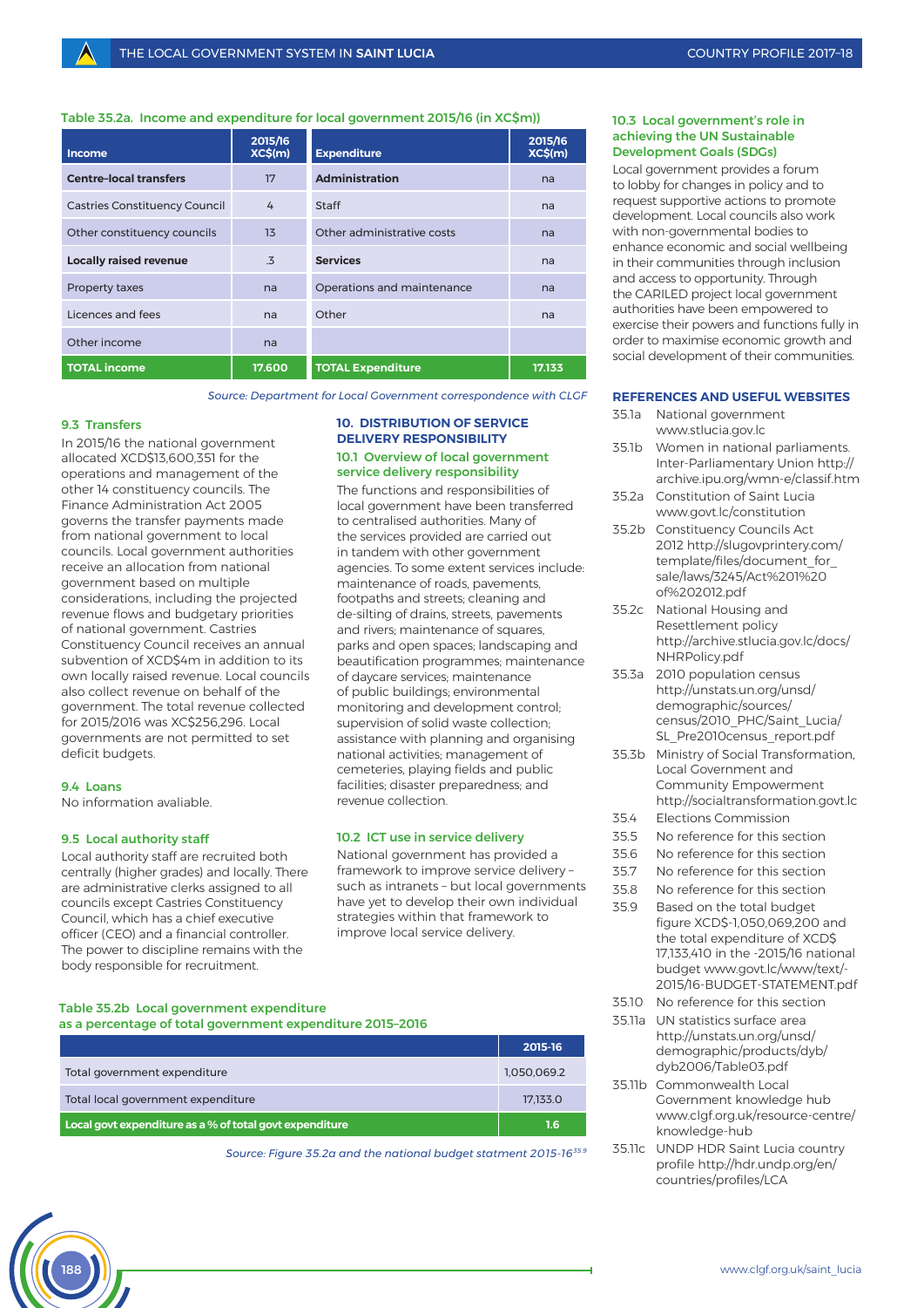**Table 35.2a. Income and expenditure for local government 2015/16 (in XC$m))**

| Income | 2015/16 XC$(m) | Expenditure | 2015/16 XC$(m) |
|---|---|---|---|
| **Centre-local transfers** | 17 | **Administration** | na |
| Castries Constituency Council | 4 | Staff | na |
| Other constituency councils | 13 | Other administrative costs | na |
| **Locally raised revenue** | .3 | **Services** | na |
| Property taxes | na | Operations and maintenance | na |
| Licences and fees | na | Other | na |
| Other income | na | | |
| **TOTAL income** | **17.600** | **TOTAL Expenditure** | **17.133** |

*Source: Department for Local Government correspondence with CLGF*

### 9.3 Transfers

In 2015/16 the national government allocated XCD$13,600,351 for the operations and management of the other 14 constituency councils. The Finance Administration Act 2005 governs the transfer payments made from national government to local councils. Local government authorities receive an allocation from national government based on multiple considerations, including the projected revenue flows and budgetary priorities of national government. Castries Constituency Council receives an annual subvention of XCD$4m in addition to its own locally raised revenue. Local councils also collect revenue on behalf of the government. The total revenue collected for 2015/2016 was XC$256,296. Local governments are not permitted to set deficit budgets.

### 9.4 Loans

No information avaliable.

### 9.5 Local authority staff

Local authority staff are recruited both centrally (higher grades) and locally. There are administrative clerks assigned to all councils except Castries Constituency Council, which has a chief executive officer (CEO) and a financial controller. The power to discipline remains with the body responsible for recruitment.

## 10. DISTRIBUTION OF SERVICE DELIVERY RESPONSIBILITY

### 10.1 Overview of local government service delivery responsibility

The functions and responsibilities of local government have been transferred to centralised authorities. Many of the services provided are carried out in tandem with other government agencies. To some extent services include: maintenance of roads, pavements, footpaths and streets; cleaning and de-silting of drains, streets, pavements and rivers; maintenance of squares, parks and open spaces; landscaping and beautification programmes; maintenance of daycare services; maintenance of public buildings; environmental monitoring and development control; supervision of solid waste collection; assistance with planning and organising national activities; management of cemeteries, playing fields and public facilities; disaster preparedness; and revenue collection.

### 10.2 ICT use in service delivery

National government has provided a framework to improve service delivery – such as intranets – but local governments have yet to develop their own individual strategies within that framework to improve local service delivery.

**Table 35.2b Local government expenditure as a percentage of total government expenditure 2015–2016**

| | 2015-16 |
|---|---|
| Total government expenditure | 1,050,069.2 |
| Total local government expenditure | 17,133.0 |
| **Local govt expenditure as a % of total govt expenditure** | **1.6** |

*Source: Figure 35.2a and the national budget statment 2015-16[35.9]*

### 10.3 Local government's role in achieving the UN Sustainable Development Goals (SDGs)

Local government provides a forum to lobby for changes in policy and to request supportive actions to promote development. Local councils also work with non-governmental bodies to enhance economic and social wellbeing in their communities through inclusion and access to opportunity. Through the CARILED project local government authorities have been empowered to exercise their powers and functions fully in order to maximise economic growth and social development of their communities.

## REFERENCES AND USEFUL WEBSITES

- 35.1a National government www.stlucia.gov.lc
- 35.1b Women in national parliaments. Inter-Parliamentary Union http://archive.ipu.org/wmn-e/classif.htm
- 35.2a Constitution of Saint Lucia www.govt.lc/constitution
- 35.2b Constituency Councils Act 2012 http://slugovprintery.com/template/files/document_for_sale/laws/3245/Act%201%20of%202012.pdf
- 35.2c National Housing and Resettlement policy http://archive.stlucia.gov.lc/docs/NHRPolicy.pdf
- 35.3a 2010 population census http://unstats.un.org/unsd/demographic/sources/census/2010_PHC/Saint_Lucia/SL_Pre2010census_report.pdf
- 35.3b Ministry of Social Transformation, Local Government and Community Empowerment http://socialtransformation.govt.lc
- 35.4 Elections Commission
- 35.5 No reference for this section
- 35.6 No reference for this section
- 35.7 No reference for this section
- 35.8 No reference for this section
- 35.9 Based on the total budget figure XCD$-1,050,069,200 and the total expenditure of XCD$ 17,133,410 in the -2015/16 national budget www.govt.lc/www/text/-2015/16-BUDGET-STATEMENT.pdf
- 35.10 No reference for this section
- 35.11a UN statistics surface area http://unstats.un.org/unsd/demographic/products/dyb/dyb2006/Table03.pdf
- 35.11b Commonwealth Local Government knowledge hub www.clgf.org.uk/resource-centre/knowledge-hub
- 35.11c UNDP HDR Saint Lucia country profile http://hdr.undp.org/en/countries/profiles/LCA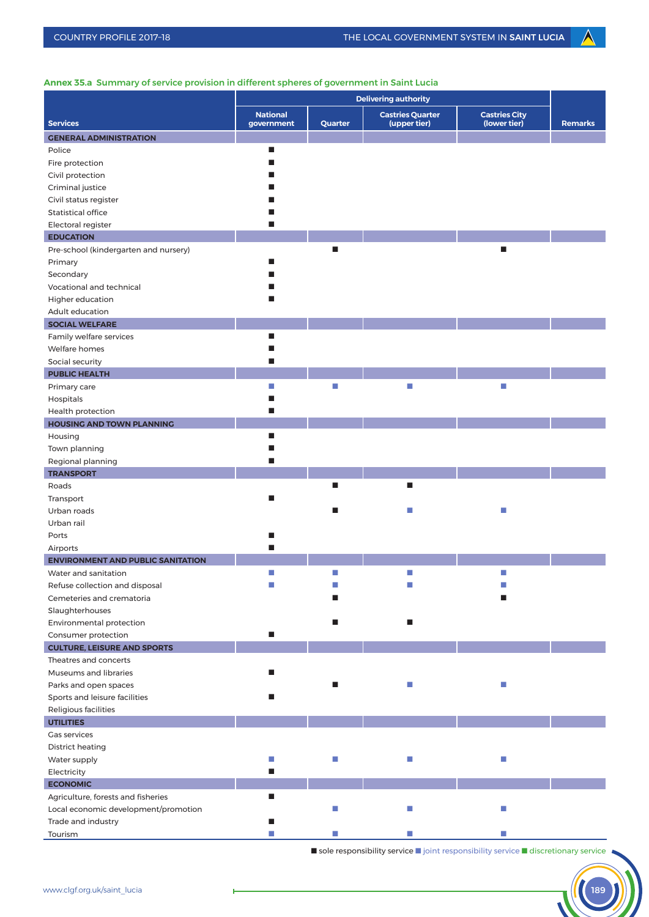**Annex 35.a Summary of service provision in different spheres of government in Saint Lucia**

| Services | Delivering authority | | | | Remarks |
|---|---|---|---|---|---|
| | National government | Quarter | Castries Quarter (upper tier) | Castries City (lower tier) | |
| **GENERAL ADMINISTRATION** | | | | | |
| Police | ■ | | | | |
| Fire protection | ■ | | | | |
| Civil protection | ■ | | | | |
| Criminal justice | ■ | | | | |
| Civil status register | ■ | | | | |
| Statistical office | ■ | | | | |
| Electoral register | ■ | | | | |
| **EDUCATION** | | | | | |
| Pre-school (kindergarten and nursery) | | ■ | | ■ | |
| Primary | ■ | | | | |
| Secondary | ■ | | | | |
| Vocational and technical | ■ | | | | |
| Higher education | ■ | | | | |
| Adult education | | | | | |
| **SOCIAL WELFARE** | | | | | |
| Family welfare services | ■ | | | | |
| Welfare homes | ■ | | | | |
| Social security | ■ | | | | |
| **PUBLIC HEALTH** | | | | | |
| Primary care | □ | □ | □ | □ | |
| Hospitals | ■ | | | | |
| Health protection | ■ | | | | |
| **HOUSING AND TOWN PLANNING** | | | | | |
| Housing | ■ | | | | |
| Town planning | ■ | | | | |
| Regional planning | ■ | | | | |
| **TRANSPORT** | | | | | |
| Roads | | ■ | ■ | | |
| Transport | ■ | | | | |
| Urban roads | | ■ | □ | □ | |
| Urban rail | | | | | |
| Ports | ■ | | | | |
| Airports | ■ | | | | |
| **ENVIRONMENT AND PUBLIC SANITATION** | | | | | |
| Water and sanitation | □ | □ | □ | □ | |
| Refuse collection and disposal | □ | □ | □ | □ | |
| Cemeteries and crematoria | | ■ | | ■ | |
| Slaughterhouses | | | | | |
| Environmental protection | | ■ | ■ | | |
| Consumer protection | ■ | | | | |
| **CULTURE, LEISURE AND SPORTS** | | | | | |
| Theatres and concerts | | | | | |
| Museums and libraries | ■ | | | | |
| Parks and open spaces | | ■ | □ | □ | |
| Sports and leisure facilities | ■ | | | | |
| Religious facilities | | | | | |
| **UTILITIES** | | | | | |
| Gas services | | | | | |
| District heating | | | | | |
| Water supply | □ | □ | □ | □ | |
| Electricity | ■ | | | | |
| **ECONOMIC** | | | | | |
| Agriculture, forests and fisheries | ■ | | | | |
| Local economic development/promotion | | □ | □ | □ | |
| Trade and industry | ■ | | | | |
| Tourism | □ | □ | □ | □ | |

■ sole responsibility service □ joint responsibility service ▨ discretionary service